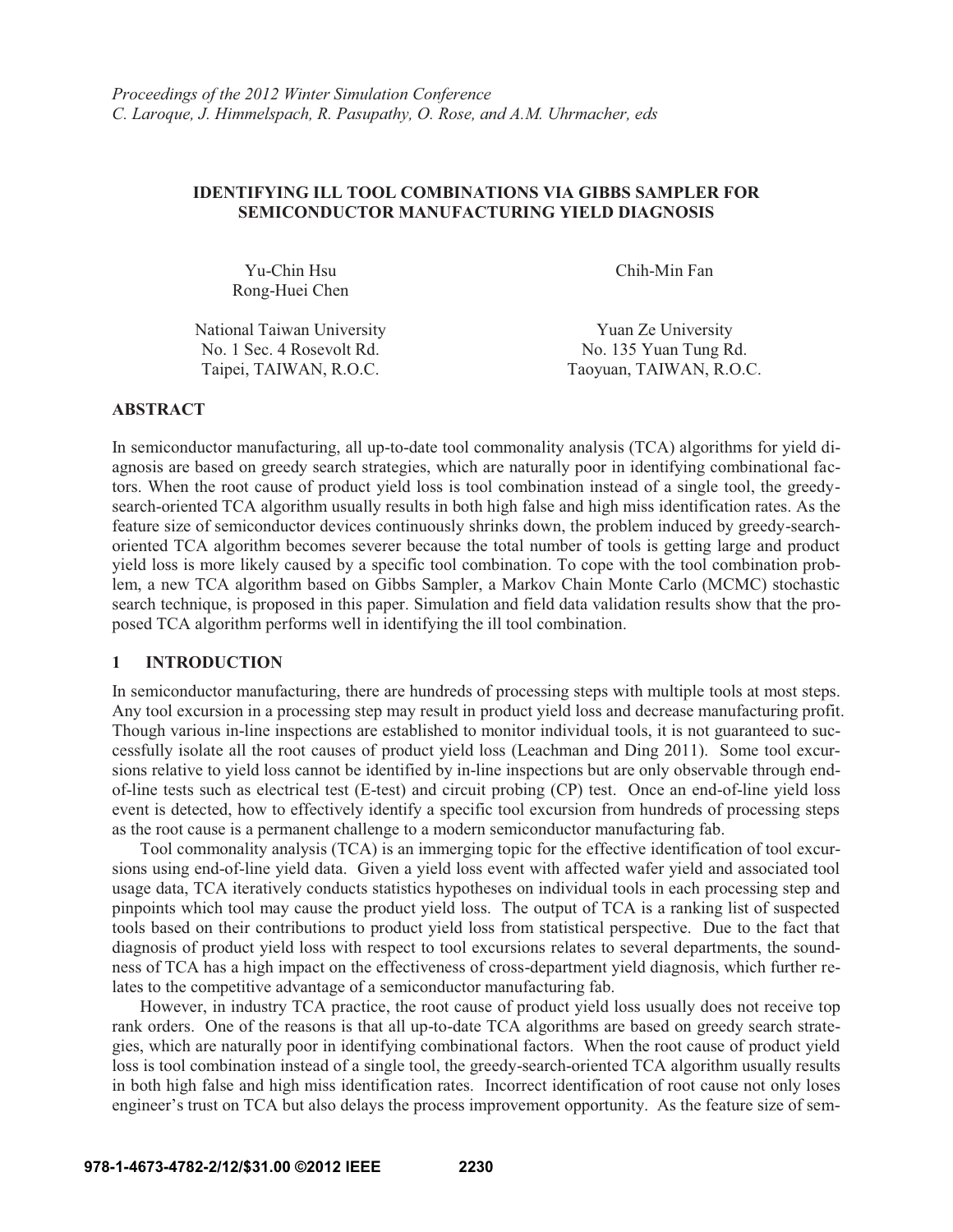*Proceedings of the 2012 Winter Simulation Conference*
*C. Laroque, J. Himmelspach, R. Pasupathy, O. Rose, and A.M. Uhrmacher, eds*

# IDENTIFYING ILL TOOL COMBINATIONS VIA GIBBS SAMPLER FOR SEMICONDUCTOR MANUFACTURING YIELD DIAGNOSIS

Yu-Chin Hsu
Rong-Huei Chen

National Taiwan University
No. 1 Sec. 4 Rosevolt Rd.
Taipei, TAIWAN, R.O.C.

Chih-Min Fan

Yuan Ze University
No. 135 Yuan Tung Rd.
Taoyuan, TAIWAN, R.O.C.

## ABSTRACT

In semiconductor manufacturing, all up-to-date tool commonality analysis (TCA) algorithms for yield diagnosis are based on greedy search strategies, which are naturally poor in identifying combinational factors. When the root cause of product yield loss is tool combination instead of a single tool, the greedy-search-oriented TCA algorithm usually results in both high false and high miss identification rates. As the feature size of semiconductor devices continuously shrinks down, the problem induced by greedy-search-oriented TCA algorithm becomes severer because the total number of tools is getting large and product yield loss is more likely caused by a specific tool combination. To cope with the tool combination problem, a new TCA algorithm based on Gibbs Sampler, a Markov Chain Monte Carlo (MCMC) stochastic search technique, is proposed in this paper. Simulation and field data validation results show that the proposed TCA algorithm performs well in identifying the ill tool combination.

## 1 INTRODUCTION

In semiconductor manufacturing, there are hundreds of processing steps with multiple tools at most steps. Any tool excursion in a processing step may result in product yield loss and decrease manufacturing profit. Though various in-line inspections are established to monitor individual tools, it is not guaranteed to successfully isolate all the root causes of product yield loss (Leachman and Ding 2011). Some tool excursions relative to yield loss cannot be identified by in-line inspections but are only observable through end-of-line tests such as electrical test (E-test) and circuit probing (CP) test. Once an end-of-line yield loss event is detected, how to effectively identify a specific tool excursion from hundreds of processing steps as the root cause is a permanent challenge to a modern semiconductor manufacturing fab.

Tool commonality analysis (TCA) is an immerging topic for the effective identification of tool excursions using end-of-line yield data. Given a yield loss event with affected wafer yield and associated tool usage data, TCA iteratively conducts statistics hypotheses on individual tools in each processing step and pinpoints which tool may cause the product yield loss. The output of TCA is a ranking list of suspected tools based on their contributions to product yield loss from statistical perspective. Due to the fact that diagnosis of product yield loss with respect to tool excursions relates to several departments, the soundness of TCA has a high impact on the effectiveness of cross-department yield diagnosis, which further relates to the competitive advantage of a semiconductor manufacturing fab.

However, in industry TCA practice, the root cause of product yield loss usually does not receive top rank orders. One of the reasons is that all up-to-date TCA algorithms are based on greedy search strategies, which are naturally poor in identifying combinational factors. When the root cause of product yield loss is tool combination instead of a single tool, the greedy-search-oriented TCA algorithm usually results in both high false and high miss identification rates. Incorrect identification of root cause not only loses engineer's trust on TCA but also delays the process improvement opportunity. As the feature size of sem-

978-1-4673-4782-2/12/$31.00 ©2012 IEEE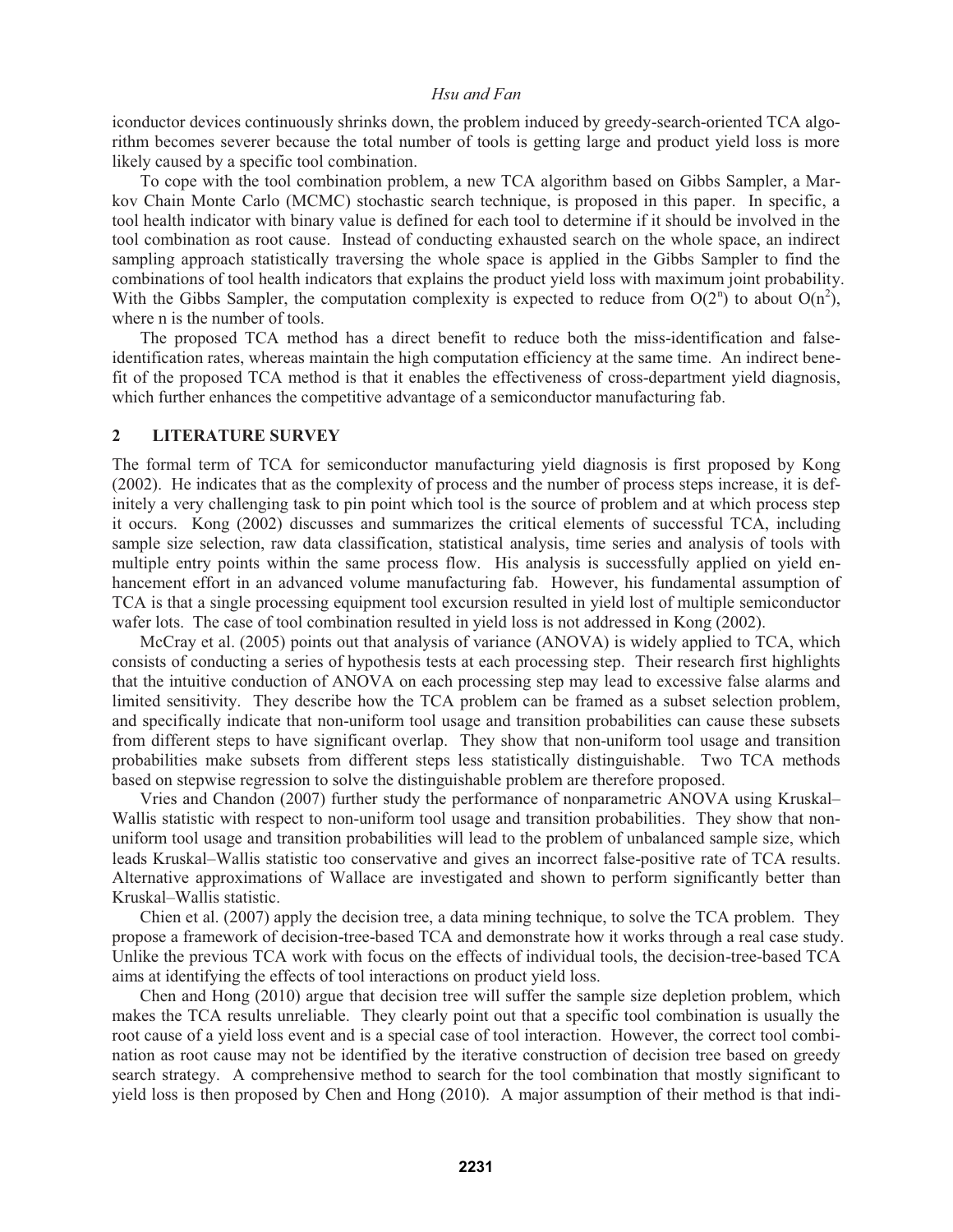iconductor devices continuously shrinks down, the problem induced by greedy-search-oriented TCA algorithm becomes severer because the total number of tools is getting large and product yield loss is more likely caused by a specific tool combination.

To cope with the tool combination problem, a new TCA algorithm based on Gibbs Sampler, a Markov Chain Monte Carlo (MCMC) stochastic search technique, is proposed in this paper. In specific, a tool health indicator with binary value is defined for each tool to determine if it should be involved in the tool combination as root cause. Instead of conducting exhausted search on the whole space, an indirect sampling approach statistically traversing the whole space is applied in the Gibbs Sampler to find the combinations of tool health indicators that explains the product yield loss with maximum joint probability. With the Gibbs Sampler, the computation complexity is expected to reduce from $O(2^n)$ to about $O(n^2)$, where n is the number of tools.

The proposed TCA method has a direct benefit to reduce both the miss-identification and false-identification rates, whereas maintain the high computation efficiency at the same time. An indirect benefit of the proposed TCA method is that it enables the effectiveness of cross-department yield diagnosis, which further enhances the competitive advantage of a semiconductor manufacturing fab.

## 2 LITERATURE SURVEY

The formal term of TCA for semiconductor manufacturing yield diagnosis is first proposed by Kong (2002). He indicates that as the complexity of process and the number of process steps increase, it is definitely a very challenging task to pin point which tool is the source of problem and at which process step it occurs. Kong (2002) discusses and summarizes the critical elements of successful TCA, including sample size selection, raw data classification, statistical analysis, time series and analysis of tools with multiple entry points within the same process flow. His analysis is successfully applied on yield enhancement effort in an advanced volume manufacturing fab. However, his fundamental assumption of TCA is that a single processing equipment tool excursion resulted in yield lost of multiple semiconductor wafer lots. The case of tool combination resulted in yield loss is not addressed in Kong (2002).

McCray et al. (2005) points out that analysis of variance (ANOVA) is widely applied to TCA, which consists of conducting a series of hypothesis tests at each processing step. Their research first highlights that the intuitive conduction of ANOVA on each processing step may lead to excessive false alarms and limited sensitivity. They describe how the TCA problem can be framed as a subset selection problem, and specifically indicate that non-uniform tool usage and transition probabilities can cause these subsets from different steps to have significant overlap. They show that non-uniform tool usage and transition probabilities make subsets from different steps less statistically distinguishable. Two TCA methods based on stepwise regression to solve the distinguishable problem are therefore proposed.

Vries and Chandon (2007) further study the performance of nonparametric ANOVA using Kruskal–Wallis statistic with respect to non-uniform tool usage and transition probabilities. They show that non-uniform tool usage and transition probabilities will lead to the problem of unbalanced sample size, which leads Kruskal–Wallis statistic too conservative and gives an incorrect false-positive rate of TCA results. Alternative approximations of Wallace are investigated and shown to perform significantly better than Kruskal–Wallis statistic.

Chien et al. (2007) apply the decision tree, a data mining technique, to solve the TCA problem. They propose a framework of decision-tree-based TCA and demonstrate how it works through a real case study. Unlike the previous TCA work with focus on the effects of individual tools, the decision-tree-based TCA aims at identifying the effects of tool interactions on product yield loss.

Chen and Hong (2010) argue that decision tree will suffer the sample size depletion problem, which makes the TCA results unreliable. They clearly point out that a specific tool combination is usually the root cause of a yield loss event and is a special case of tool interaction. However, the correct tool combination as root cause may not be identified by the iterative construction of decision tree based on greedy search strategy. A comprehensive method to search for the tool combination that mostly significant to yield loss is then proposed by Chen and Hong (2010). A major assumption of their method is that indi-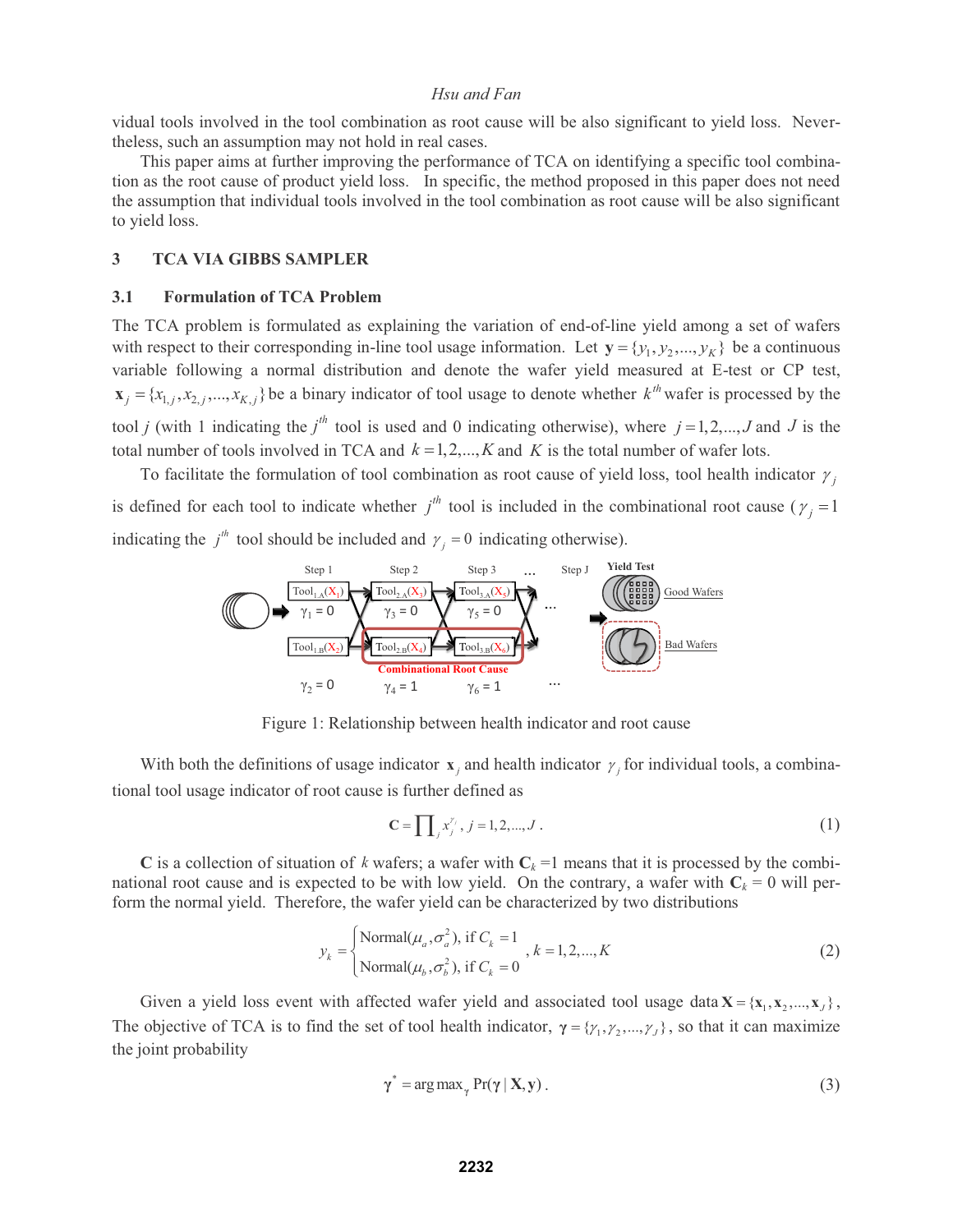vidual tools involved in the tool combination as root cause will be also significant to yield loss. Nevertheless, such an assumption may not hold in real cases.

This paper aims at further improving the performance of TCA on identifying a specific tool combination as the root cause of product yield loss. In specific, the method proposed in this paper does not need the assumption that individual tools involved in the tool combination as root cause will be also significant to yield loss.

## 3 TCA VIA GIBBS SAMPLER

### 3.1 Formulation of TCA Problem

The TCA problem is formulated as explaining the variation of end-of-line yield among a set of wafers with respect to their corresponding in-line tool usage information. Let $\mathbf{y} = \{y_1, y_2, ..., y_K\}$ be a continuous variable following a normal distribution and denote the wafer yield measured at E-test or CP test, $\mathbf{x}_j = \{x_{1,j}, x_{2,j}, ..., x_{K,j}\}$ be a binary indicator of tool usage to denote whether $k^{th}$ wafer is processed by the tool $j$ (with 1 indicating the $j^{th}$ tool is used and 0 indicating otherwise), where $j = 1, 2, ..., J$ and $J$ is the total number of tools involved in TCA and $k = 1, 2, ..., K$ and $K$ is the total number of wafer lots.

To facilitate the formulation of tool combination as root cause of yield loss, tool health indicator $\gamma_j$ is defined for each tool to indicate whether $j^{th}$ tool is included in the combinational root cause ($\gamma_j = 1$ indicating the $j^{th}$ tool should be included and $\gamma_j = 0$ indicating otherwise).

Figure 1: Relationship between health indicator and root cause

With both the definitions of usage indicator $\mathbf{x}_j$ and health indicator $\gamma_j$ for individual tools, a combinational tool usage indicator of root cause is further defined as

$$\mathbf{C} = \prod_j x_j^{\gamma_j}, \; j = 1, 2, ..., J \,. \tag{1}$$

$\mathbf{C}$ is a collection of situation of $k$ wafers; a wafer with $\mathbf{C}_k$ =1 means that it is processed by the combinational root cause and is expected to be with low yield. On the contrary, a wafer with $\mathbf{C}_k$ = 0 will perform the normal yield. Therefore, the wafer yield can be characterized by two distributions

$$y_k = \begin{cases} \text{Normal}(\mu_a, \sigma_a^2), \text{ if } C_k = 1 \\ \text{Normal}(\mu_b, \sigma_b^2), \text{ if } C_k = 0 \end{cases}, \; k = 1, 2, ..., K \tag{2}$$

Given a yield loss event with affected wafer yield and associated tool usage data $\mathbf{X} = \{\mathbf{x}_1, \mathbf{x}_2, ..., \mathbf{x}_J\}$, The objective of TCA is to find the set of tool health indicator, $\boldsymbol{\gamma} = \{\gamma_1, \gamma_2, ..., \gamma_J\}$, so that it can maximize the joint probability

$$\boldsymbol{\gamma}^* = \arg\max_{\boldsymbol{\gamma}} \Pr(\boldsymbol{\gamma} \mid \mathbf{X}, \mathbf{y}) \,. \tag{3}$$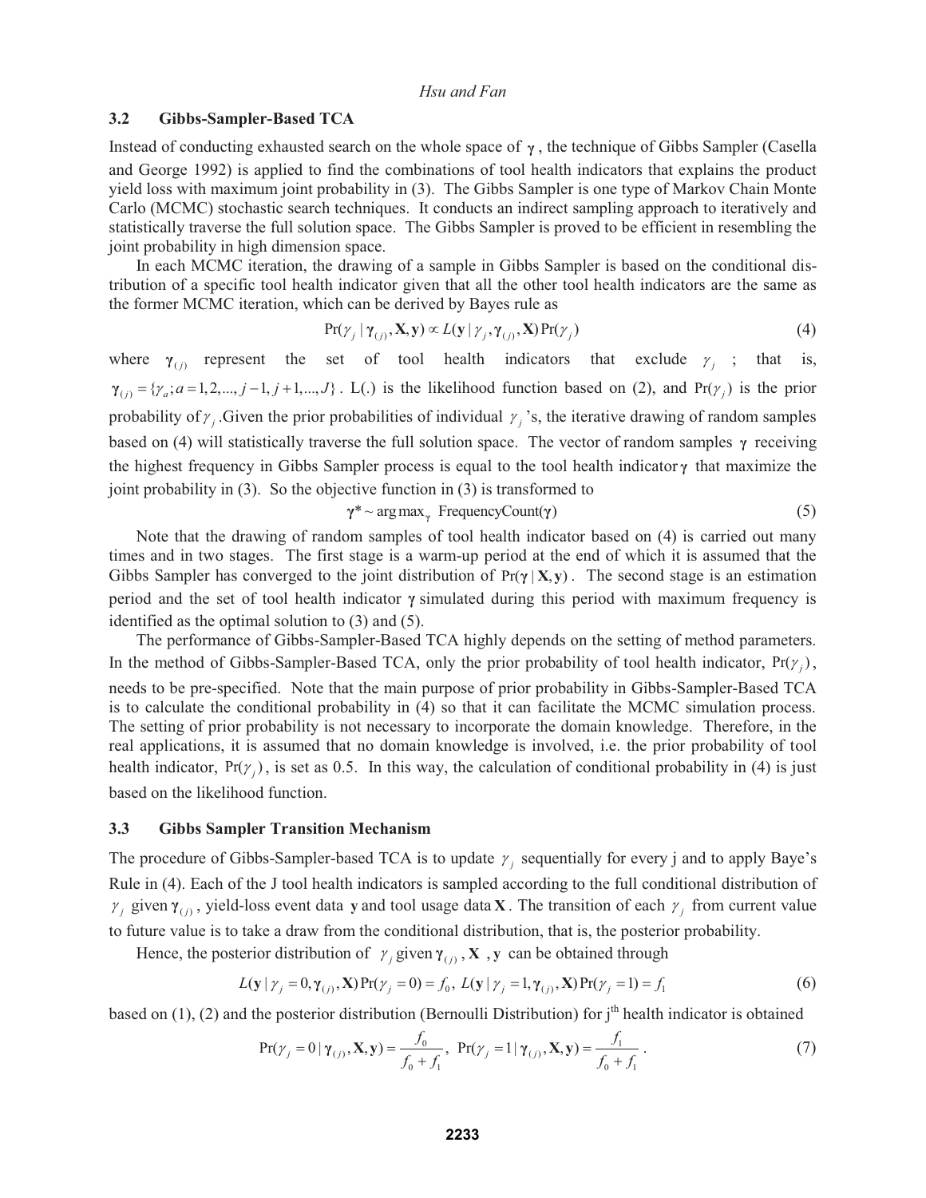### 3.2 Gibbs-Sampler-Based TCA

Instead of conducting exhausted search on the whole space of $\boldsymbol{\gamma}$, the technique of Gibbs Sampler (Casella and George 1992) is applied to find the combinations of tool health indicators that explains the product yield loss with maximum joint probability in (3). The Gibbs Sampler is one type of Markov Chain Monte Carlo (MCMC) stochastic search techniques. It conducts an indirect sampling approach to iteratively and statistically traverse the full solution space. The Gibbs Sampler is proved to be efficient in resembling the joint probability in high dimension space.

In each MCMC iteration, the drawing of a sample in Gibbs Sampler is based on the conditional distribution of a specific tool health indicator given that all the other tool health indicators are the same as the former MCMC iteration, which can be derived by Bayes rule as

$$\Pr(\gamma_j \mid \boldsymbol{\gamma}_{(j)}, \mathbf{X}, \mathbf{y}) \propto L(\mathbf{y} \mid \gamma_j, \boldsymbol{\gamma}_{(j)}, \mathbf{X}) \Pr(\gamma_j) \tag{4}$$

where $\boldsymbol{\gamma}_{(j)}$ represent the set of tool health indicators that exclude $\gamma_j$; that is, $\boldsymbol{\gamma}_{(j)} = \{\gamma_a; a = 1, 2, ..., j-1, j+1, ..., J\}$. L(.) is the likelihood function based on (2), and $\Pr(\gamma_j)$ is the prior probability of $\gamma_j$ .Given the prior probabilities of individual $\gamma_j$'s, the iterative drawing of random samples based on (4) will statistically traverse the full solution space. The vector of random samples $\boldsymbol{\gamma}$ receiving the highest frequency in Gibbs Sampler process is equal to the tool health indicator $\boldsymbol{\gamma}$ that maximize the joint probability in (3). So the objective function in (3) is transformed to

$$\boldsymbol{\gamma}^* \sim \arg\max_{\boldsymbol{\gamma}} \ \text{FrequencyCount}(\boldsymbol{\gamma}) \tag{5}$$

Note that the drawing of random samples of tool health indicator based on (4) is carried out many times and in two stages. The first stage is a warm-up period at the end of which it is assumed that the Gibbs Sampler has converged to the joint distribution of $\Pr(\boldsymbol{\gamma} \mid \mathbf{X}, \mathbf{y})$. The second stage is an estimation period and the set of tool health indicator $\boldsymbol{\gamma}$ simulated during this period with maximum frequency is identified as the optimal solution to (3) and (5).

The performance of Gibbs-Sampler-Based TCA highly depends on the setting of method parameters. In the method of Gibbs-Sampler-Based TCA, only the prior probability of tool health indicator, $\Pr(\gamma_j)$, needs to be pre-specified. Note that the main purpose of prior probability in Gibbs-Sampler-Based TCA is to calculate the conditional probability in (4) so that it can facilitate the MCMC simulation process. The setting of prior probability is not necessary to incorporate the domain knowledge. Therefore, in the real applications, it is assumed that no domain knowledge is involved, i.e. the prior probability of tool health indicator, $\Pr(\gamma_j)$, is set as 0.5. In this way, the calculation of conditional probability in (4) is just based on the likelihood function.

### 3.3 Gibbs Sampler Transition Mechanism

The procedure of Gibbs-Sampler-based TCA is to update $\gamma_j$ sequentially for every j and to apply Baye's Rule in (4). Each of the J tool health indicators is sampled according to the full conditional distribution of $\gamma_j$ given $\boldsymbol{\gamma}_{(j)}$, yield-loss event data $\mathbf{y}$ and tool usage data $\mathbf{X}$. The transition of each $\gamma_j$ from current value to future value is to take a draw from the conditional distribution, that is, the posterior probability.

Hence, the posterior distribution of $\gamma_j$ given $\boldsymbol{\gamma}_{(j)}$, $\mathbf{X}$ , $\mathbf{y}$ can be obtained through

$$L(\mathbf{y} \mid \gamma_j = 0, \boldsymbol{\gamma}_{(j)}, \mathbf{X}) \Pr(\gamma_j = 0) = f_0, \ L(\mathbf{y} \mid \gamma_j = 1, \boldsymbol{\gamma}_{(j)}, \mathbf{X}) \Pr(\gamma_j = 1) = f_1 \tag{6}$$

based on (1), (2) and the posterior distribution (Bernoulli Distribution) for j[th] health indicator is obtained

$$\Pr(\gamma_j = 0 \mid \boldsymbol{\gamma}_{(j)}, \mathbf{X}, \mathbf{y}) = \frac{f_0}{f_0 + f_1}, \ \Pr(\gamma_j = 1 \mid \boldsymbol{\gamma}_{(j)}, \mathbf{X}, \mathbf{y}) = \frac{f_1}{f_0 + f_1}. \tag{7}$$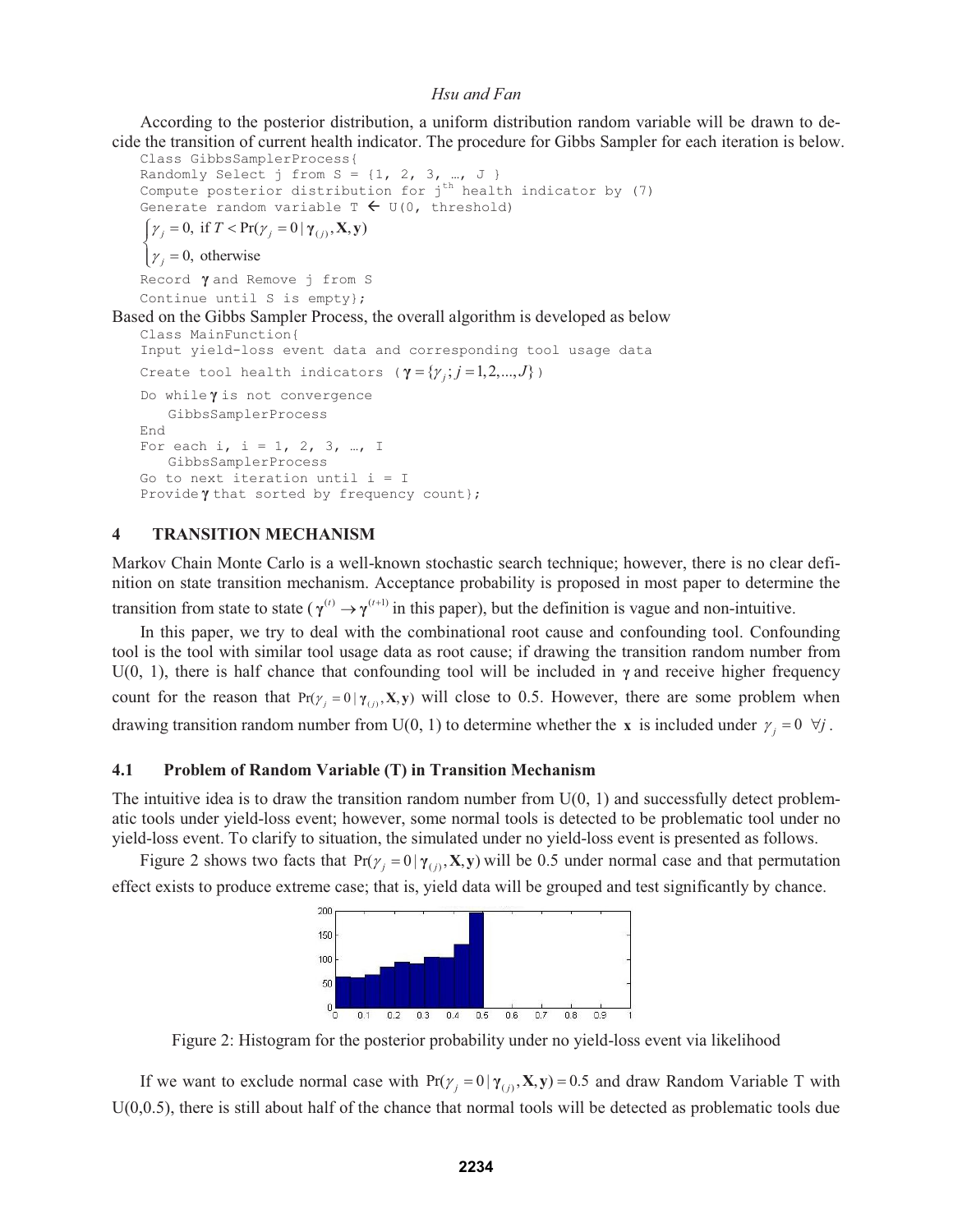According to the posterior distribution, a uniform distribution random variable will be drawn to decide the transition of current health indicator. The procedure for Gibbs Sampler for each iteration is below.

```
Class GibbsSamplerProcess{
Randomly Select j from S = {1, 2, 3, …, J }
Compute posterior distribution for jth health indicator by (7)
Generate random variable T ← U(0, threshold)
```

$$\begin{cases} \gamma_j = 0, \text{ if } T < \Pr(\gamma_j = 0 \mid \boldsymbol{\gamma}_{(j)}, \mathbf{X}, \mathbf{y}) \\ \gamma_j = 0, \text{ otherwise} \end{cases}$$

```
Record γ and Remove j from S
Continue until S is empty};
```

Based on the Gibbs Sampler Process, the overall algorithm is developed as below

```
Class MainFunction{
Input yield-loss event data and corresponding tool usage data
Create tool health indicators (γ = {γj; j = 1,2,...,J})
Do while γ is not convergence
    GibbsSamplerProcess
End
For each i, i = 1, 2, 3, …, I
    GibbsSamplerProcess
Go to next iteration until i = I
Provide γ that sorted by frequency count};
```

## 4 TRANSITION MECHANISM

Markov Chain Monte Carlo is a well-known stochastic search technique; however, there is no clear definition on state transition mechanism. Acceptance probability is proposed in most paper to determine the transition from state to state ($\boldsymbol{\gamma}^{(t)} \rightarrow \boldsymbol{\gamma}^{(t+1)}$ in this paper), but the definition is vague and non-intuitive.

In this paper, we try to deal with the combinational root cause and confounding tool. Confounding tool is the tool with similar tool usage data as root cause; if drawing the transition random number from U(0, 1), there is half chance that confounding tool will be included in $\boldsymbol{\gamma}$ and receive higher frequency count for the reason that $\Pr(\gamma_j = 0 \mid \boldsymbol{\gamma}_{(j)}, \mathbf{X}, \mathbf{y})$ will close to 0.5. However, there are some problem when drawing transition random number from U(0, 1) to determine whether the $\mathbf{x}$ is included under $\gamma_j = 0 \;\; \forall j$.

### 4.1 Problem of Random Variable (T) in Transition Mechanism

The intuitive idea is to draw the transition random number from U(0, 1) and successfully detect problematic tools under yield-loss event; however, some normal tools is detected to be problematic tool under no yield-loss event. To clarify to situation, the simulated under no yield-loss event is presented as follows.

Figure 2 shows two facts that $\Pr(\gamma_j = 0 \mid \boldsymbol{\gamma}_{(j)}, \mathbf{X}, \mathbf{y})$ will be 0.5 under normal case and that permutation effect exists to produce extreme case; that is, yield data will be grouped and test significantly by chance.

Figure 2: Histogram for the posterior probability under no yield-loss event via likelihood

If we want to exclude normal case with $\Pr(\gamma_j = 0 \mid \boldsymbol{\gamma}_{(j)}, \mathbf{X}, \mathbf{y}) = 0.5$ and draw Random Variable T with U(0,0.5), there is still about half of the chance that normal tools will be detected as problematic tools due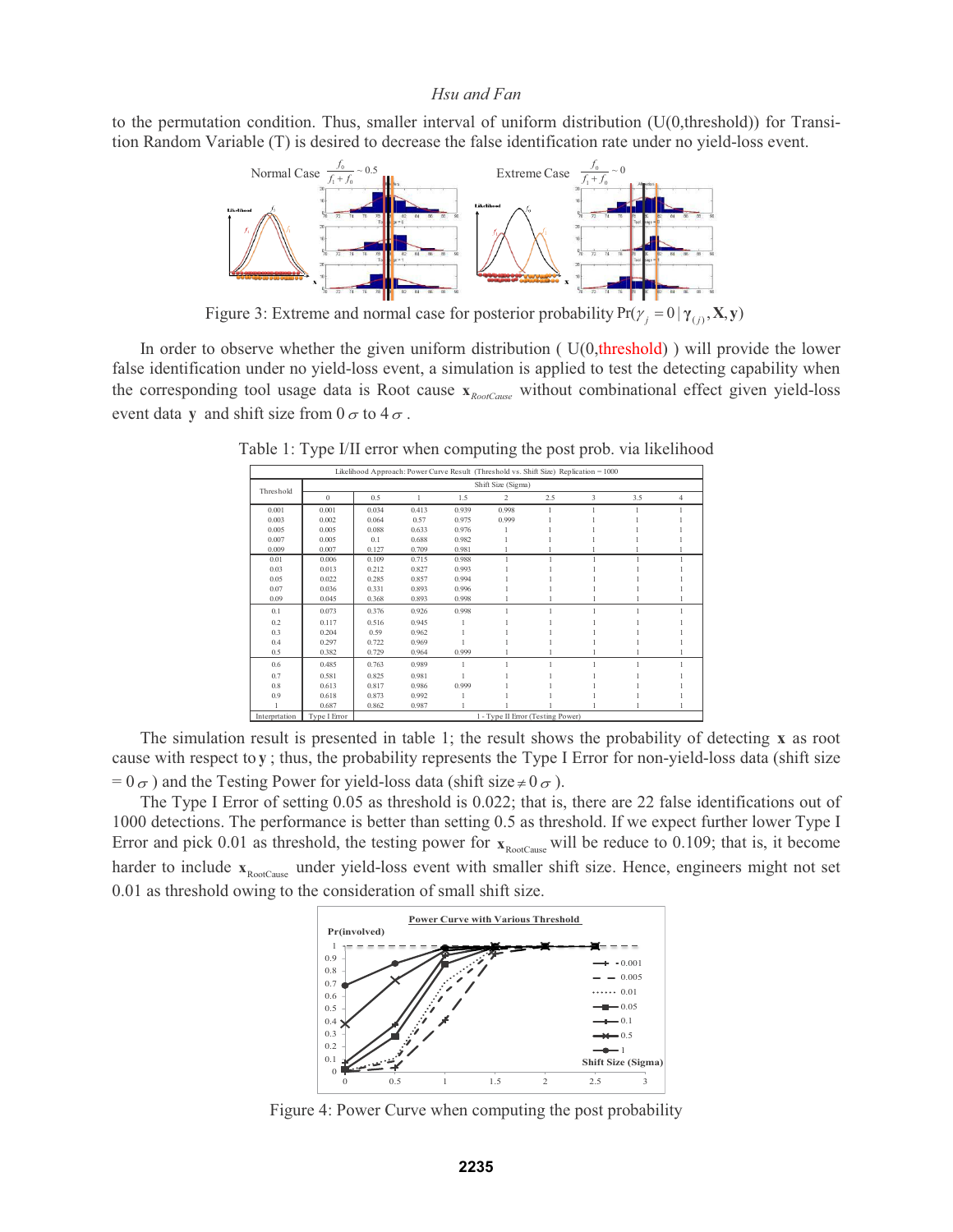to the permutation condition. Thus, smaller interval of uniform distribution (U(0,threshold)) for Transition Random Variable (T) is desired to decrease the false identification rate under no yield-loss event.

Figure 3: Extreme and normal case for posterior probability $\Pr(\gamma_j = 0 \mid \boldsymbol{\gamma}_{(j)}, \mathbf{X}, \mathbf{y})$

In order to observe whether the given uniform distribution ( U(0,threshold) ) will provide the lower false identification under no yield-loss event, a simulation is applied to test the detecting capability when the corresponding tool usage data is Root cause $\mathbf{x}_{RootCause}$ without combinational effect given yield-loss event data $\mathbf{y}$ and shift size from $0\,\sigma$ to $4\,\sigma$.

Table 1: Type I/II error when computing the post prob. via likelihood

| Likelihood Approach: Power Curve Result (Threshold vs. Shift Size) Replication = 1000 | | | | | | | | | |
|---|---|---|---|---|---|---|---|---|---|
| Threshold | Shift Size (Sigma) | | | | | | | | |
| | 0 | 0.5 | 1 | 1.5 | 2 | 2.5 | 3 | 3.5 | 4 |
| 0.001 | 0.001 | 0.034 | 0.413 | 0.939 | 0.998 | 1 | 1 | 1 | 1 |
| 0.003 | 0.002 | 0.064 | 0.57 | 0.975 | 0.999 | 1 | 1 | 1 | 1 |
| 0.005 | 0.005 | 0.088 | 0.633 | 0.976 | 1 | 1 | 1 | 1 | 1 |
| 0.007 | 0.005 | 0.1 | 0.688 | 0.982 | 1 | 1 | 1 | 1 | 1 |
| 0.009 | 0.007 | 0.127 | 0.709 | 0.981 | 1 | 1 | 1 | 1 | 1 |
| 0.01 | 0.006 | 0.109 | 0.715 | 0.988 | 1 | 1 | 1 | 1 | 1 |
| 0.03 | 0.013 | 0.212 | 0.827 | 0.993 | 1 | 1 | 1 | 1 | 1 |
| 0.05 | 0.022 | 0.285 | 0.857 | 0.994 | 1 | 1 | 1 | 1 | 1 |
| 0.07 | 0.036 | 0.331 | 0.893 | 0.996 | 1 | 1 | 1 | 1 | 1 |
| 0.09 | 0.045 | 0.368 | 0.893 | 0.998 | 1 | 1 | 1 | 1 | 1 |
| 0.1 | 0.073 | 0.376 | 0.926 | 0.998 | 1 | 1 | 1 | 1 | 1 |
| 0.2 | 0.117 | 0.516 | 0.945 | 1 | 1 | 1 | 1 | 1 | 1 |
| 0.3 | 0.204 | 0.59 | 0.962 | 1 | 1 | 1 | 1 | 1 | 1 |
| 0.4 | 0.297 | 0.722 | 0.969 | 1 | 1 | 1 | 1 | 1 | 1 |
| 0.5 | 0.382 | 0.729 | 0.964 | 0.999 | 1 | 1 | 1 | 1 | 1 |
| 0.6 | 0.485 | 0.763 | 0.989 | 1 | 1 | 1 | 1 | 1 | 1 |
| 0.7 | 0.581 | 0.825 | 0.981 | 1 | 1 | 1 | 1 | 1 | 1 |
| 0.8 | 0.613 | 0.817 | 0.986 | 0.999 | 1 | 1 | 1 | 1 | 1 |
| 0.9 | 0.618 | 0.873 | 0.992 | 1 | 1 | 1 | 1 | 1 | 1 |
| 1 | 0.687 | 0.862 | 0.987 | 1 | 1 | 1 | 1 | 1 | 1 |
| Interprtation | Type I Error | 1 - Type II Error (Testing Power) | | | | | | | |

The simulation result is presented in table 1; the result shows the probability of detecting $\mathbf{x}$ as root cause with respect to $\mathbf{y}$; thus, the probability represents the Type I Error for non-yield-loss data (shift size $= 0\,\sigma$) and the Testing Power for yield-loss data (shift size $\neq 0\,\sigma$).

The Type I Error of setting 0.05 as threshold is 0.022; that is, there are 22 false identifications out of 1000 detections. The performance is better than setting 0.5 as threshold. If we expect further lower Type I Error and pick 0.01 as threshold, the testing power for $\mathbf{x}_{\text{RootCause}}$ will be reduce to 0.109; that is, it become harder to include $\mathbf{x}_{\text{RootCause}}$ under yield-loss event with smaller shift size. Hence, engineers might not set 0.01 as threshold owing to the consideration of small shift size.

Figure 4: Power Curve when computing the post probability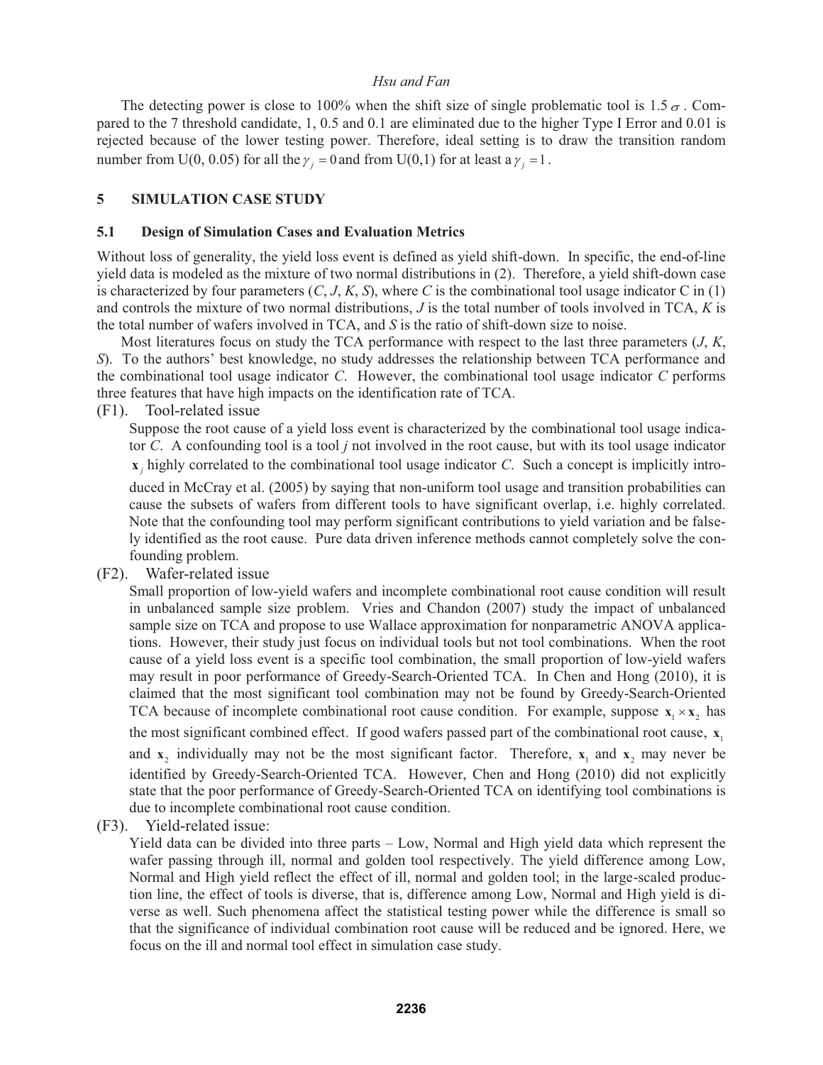The detecting power is close to 100% when the shift size of single problematic tool is $1.5\sigma$. Compared to the 7 threshold candidate, 1, 0.5 and 0.1 are eliminated due to the higher Type I Error and 0.01 is rejected because of the lower testing power. Therefore, ideal setting is to draw the transition random number from U(0, 0.05) for all the $\gamma_j = 0$ and from U(0,1) for at least a $\gamma_j = 1$.

## 5 SIMULATION CASE STUDY

### 5.1 Design of Simulation Cases and Evaluation Metrics

Without loss of generality, the yield loss event is defined as yield shift-down. In specific, the end-of-line yield data is modeled as the mixture of two normal distributions in (2). Therefore, a yield shift-down case is characterized by four parameters (*C*, *J*, *K*, *S*), where *C* is the combinational tool usage indicator C in (1) and controls the mixture of two normal distributions, *J* is the total number of tools involved in TCA, *K* is the total number of wafers involved in TCA, and *S* is the ratio of shift-down size to noise.

Most literatures focus on study the TCA performance with respect to the last three parameters (*J*, *K*, *S*). To the authors' best knowledge, no study addresses the relationship between TCA performance and the combinational tool usage indicator *C*. However, the combinational tool usage indicator *C* performs three features that have high impacts on the identification rate of TCA.

(F1). Tool-related issue

Suppose the root cause of a yield loss event is characterized by the combinational tool usage indicator *C*. A confounding tool is a tool *j* not involved in the root cause, but with its tool usage indicator $\mathbf{x}_j$ highly correlated to the combinational tool usage indicator *C*. Such a concept is implicitly introduced in McCray et al. (2005) by saying that non-uniform tool usage and transition probabilities can cause the subsets of wafers from different tools to have significant overlap, i.e. highly correlated. Note that the confounding tool may perform significant contributions to yield variation and be falsely identified as the root cause. Pure data driven inference methods cannot completely solve the confounding problem.

(F2). Wafer-related issue

Small proportion of low-yield wafers and incomplete combinational root cause condition will result in unbalanced sample size problem. Vries and Chandon (2007) study the impact of unbalanced sample size on TCA and propose to use Wallace approximation for nonparametric ANOVA applications. However, their study just focus on individual tools but not tool combinations. When the root cause of a yield loss event is a specific tool combination, the small proportion of low-yield wafers may result in poor performance of Greedy-Search-Oriented TCA. In Chen and Hong (2010), it is claimed that the most significant tool combination may not be found by Greedy-Search-Oriented TCA because of incomplete combinational root cause condition. For example, suppose $\mathbf{x}_1 \times \mathbf{x}_2$ has the most significant combined effect. If good wafers passed part of the combinational root cause, $\mathbf{x}_1$ and $\mathbf{x}_2$ individually may not be the most significant factor. Therefore, $\mathbf{x}_1$ and $\mathbf{x}_2$ may never be identified by Greedy-Search-Oriented TCA. However, Chen and Hong (2010) did not explicitly state that the poor performance of Greedy-Search-Oriented TCA on identifying tool combinations is due to incomplete combinational root cause condition.

(F3). Yield-related issue:

Yield data can be divided into three parts – Low, Normal and High yield data which represent the wafer passing through ill, normal and golden tool respectively. The yield difference among Low, Normal and High yield reflect the effect of ill, normal and golden tool; in the large-scaled production line, the effect of tools is diverse, that is, difference among Low, Normal and High yield is diverse as well. Such phenomena affect the statistical testing power while the difference is small so that the significance of individual combination root cause will be reduced and be ignored. Here, we focus on the ill and normal tool effect in simulation case study.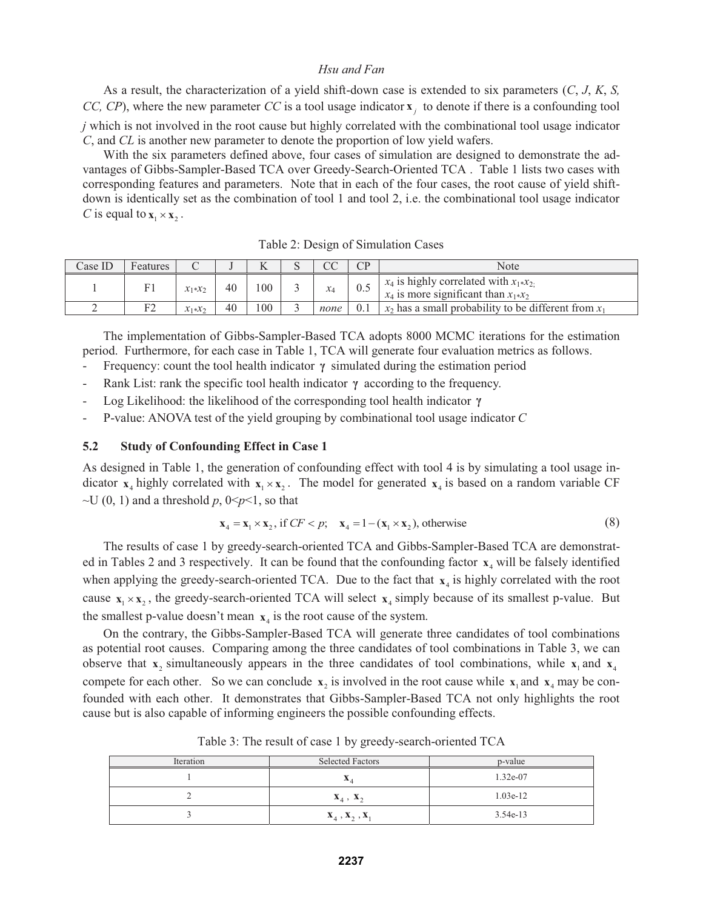As a result, the characterization of a yield shift-down case is extended to six parameters (*C*, *J*, *K*, *S, CC, CP*), where the new parameter *CC* is a tool usage indicator $\mathbf{x}_j$ to denote if there is a confounding tool *j* which is not involved in the root cause but highly correlated with the combinational tool usage indicator *C*, and *CL* is another new parameter to denote the proportion of low yield wafers.

With the six parameters defined above, four cases of simulation are designed to demonstrate the advantages of Gibbs-Sampler-Based TCA over Greedy-Search-Oriented TCA . Table 1 lists two cases with corresponding features and parameters. Note that in each of the four cases, the root cause of yield shift-down is identically set as the combination of tool 1 and tool 2, i.e. the combinational tool usage indicator *C* is equal to $\mathbf{x}_1 \times \mathbf{x}_2$.

Table 2: Design of Simulation Cases

| Case ID | Features | C | J | K | S | CC | CP | Note |
|---|---|---|---|---|---|---|---|---|
| 1 | F1 | $x_1 * x_2$ | 40 | 100 | 3 | $x_4$ | 0.5 | $x_4$ is highly correlated with $x_1 * x_2$; $x_4$ is more significant than $x_1 * x_2$ |
| 2 | F2 | $x_1 * x_2$ | 40 | 100 | 3 | *none* | 0.1 | $x_2$ has a small probability to be different from $x_1$ |

The implementation of Gibbs-Sampler-Based TCA adopts 8000 MCMC iterations for the estimation period. Furthermore, for each case in Table 1, TCA will generate four evaluation metrics as follows.

- Frequency: count the tool health indicator $\boldsymbol{\gamma}$ simulated during the estimation period
- Rank List: rank the specific tool health indicator $\boldsymbol{\gamma}$ according to the frequency.
- Log Likelihood: the likelihood of the corresponding tool health indicator $\boldsymbol{\gamma}$
- P-value: ANOVA test of the yield grouping by combinational tool usage indicator *C*

### 5.2 Study of Confounding Effect in Case 1

As designed in Table 1, the generation of confounding effect with tool 4 is by simulating a tool usage indicator $\mathbf{x}_4$ highly correlated with $\mathbf{x}_1 \times \mathbf{x}_2$. The model for generated $\mathbf{x}_4$ is based on a random variable CF ~U (0, 1) and a threshold *p*, 0<*p*<1, so that

$$\mathbf{x}_4 = \mathbf{x}_1 \times \mathbf{x}_2, \text{ if } CF < p; \quad \mathbf{x}_4 = 1 - (\mathbf{x}_1 \times \mathbf{x}_2), \text{ otherwise} \tag{8}$$

The results of case 1 by greedy-search-oriented TCA and Gibbs-Sampler-Based TCA are demonstrated in Tables 2 and 3 respectively. It can be found that the confounding factor $\mathbf{x}_4$ will be falsely identified when applying the greedy-search-oriented TCA. Due to the fact that $\mathbf{x}_4$ is highly correlated with the root cause $\mathbf{x}_1 \times \mathbf{x}_2$, the greedy-search-oriented TCA will select $\mathbf{x}_4$ simply because of its smallest p-value. But the smallest p-value doesn't mean $\mathbf{x}_4$ is the root cause of the system.

On the contrary, the Gibbs-Sampler-Based TCA will generate three candidates of tool combinations as potential root causes. Comparing among the three candidates of tool combinations in Table 3, we can observe that $\mathbf{x}_2$ simultaneously appears in the three candidates of tool combinations, while $\mathbf{x}_1$ and $\mathbf{x}_4$ compete for each other. So we can conclude $\mathbf{x}_2$ is involved in the root cause while $\mathbf{x}_1$ and $\mathbf{x}_4$ may be confounded with each other. It demonstrates that Gibbs-Sampler-Based TCA not only highlights the root cause but is also capable of informing engineers the possible confounding effects.

Table 3: The result of case 1 by greedy-search-oriented TCA

| Iteration | Selected Factors | p-value |
|---|---|---|
| 1 | $\mathbf{x}_4$ | 1.32e-07 |
| 2 | $\mathbf{x}_4$ , $\mathbf{x}_2$ | 1.03e-12 |
| 3 | $\mathbf{x}_4$ , $\mathbf{x}_2$ , $\mathbf{x}_1$ | 3.54e-13 |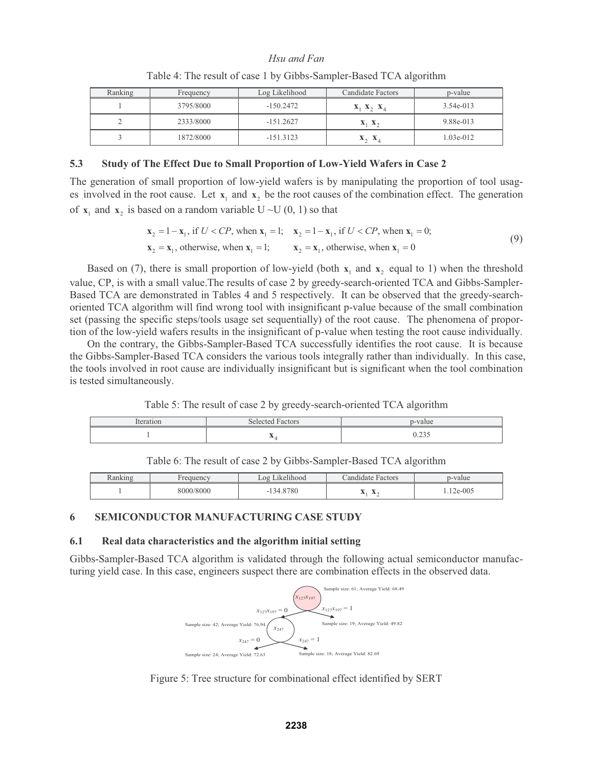Table 4: The result of case 1 by Gibbs-Sampler-Based TCA algorithm

| Ranking | Frequency | Log Likelihood | Candidate Factors | p-value |
|---|---|---|---|---|
| 1 | 3795/8000 | -150.2472 | $\mathbf{x}_1\ \mathbf{x}_2\ \mathbf{x}_4$ | 3.54e-013 |
| 2 | 2333/8000 | -151.2627 | $\mathbf{x}_1\ \mathbf{x}_2$ | 9.88e-013 |
| 3 | 1872/8000 | -151.3123 | $\mathbf{x}_2\ \mathbf{x}_4$ | 1.03e-012 |

### 5.3 Study of The Effect Due to Small Proportion of Low-Yield Wafers in Case 2

The generation of small proportion of low-yield wafers is by manipulating the proportion of tool usages involved in the root cause. Let $\mathbf{x}_1$ and $\mathbf{x}_2$ be the root causes of the combination effect. The generation of $\mathbf{x}_1$ and $\mathbf{x}_2$ is based on a random variable U ~U (0, 1) so that

$$
\begin{aligned}
&\mathbf{x}_2 = 1 - \mathbf{x}_1, \text{ if } U < CP, \text{ when } \mathbf{x}_1 = 1; \quad \mathbf{x}_2 = 1 - \mathbf{x}_1, \text{ if } U < CP, \text{ when } \mathbf{x}_1 = 0; \\
&\mathbf{x}_2 = \mathbf{x}_1, \text{ otherwise, when } \mathbf{x}_1 = 1; \qquad \mathbf{x}_2 = \mathbf{x}_1, \text{ otherwise, when } \mathbf{x}_1 = 0
\end{aligned}
\tag{9}
$$

Based on (7), there is small proportion of low-yield (both $\mathbf{x}_1$ and $\mathbf{x}_2$ equal to 1) when the threshold value, CP, is with a small value.The results of case 2 by greedy-search-oriented TCA and Gibbs-Sampler-Based TCA are demonstrated in Tables 4 and 5 respectively. It can be observed that the greedy-search-oriented TCA algorithm will find wrong tool with insignificant p-value because of the small combination set (passing the specific steps/tools usage set sequentially) of the root cause. The phenomena of proportion of the low-yield wafers results in the insignificant of p-value when testing the root cause individually.

On the contrary, the Gibbs-Sampler-Based TCA successfully identifies the root cause. It is because the Gibbs-Sampler-Based TCA considers the various tools integrally rather than individually. In this case, the tools involved in root cause are individually insignificant but is significant when the tool combination is tested simultaneously.

Table 5: The result of case 2 by greedy-search-oriented TCA algorithm

| Iteration | Selected Factors | p-value |
|---|---|---|
| 1 | $\mathbf{x}_4$ | 0.235 |

Table 6: The result of case 2 by Gibbs-Sampler-Based TCA algorithm

| Ranking | Frequency | Log Likelihood | Candidate Factors | p-value |
|---|---|---|---|---|
| 1 | 8000/8000 | -134.8780 | $\mathbf{x}_1\ \mathbf{x}_2$ | 1.12e-005 |

## 6 SEMICONDUCTOR MANUFACTURING CASE STUDY

### 6.1 Real data characteristics and the algorithm initial setting

Gibbs-Sampler-Based TCA algorithm is validated through the following actual semiconductor manufacturing yield case. In this case, engineers suspect there are combination effects in the observed data.

Sample size: 61; Average Yield: 68.49

$x_{127}x_{197}$

$x_{127}x_{197} = 0$ $\quad$ $x_{127}x_{197} = 1$

Sample size: 42; Average Yield: 76.94 $\quad$ Sample size: 19; Average Yield: 49.82

$x_{247}$

$x_{247} = 0$ $\quad$ $x_{247} = 1$

Sample size: 24; Average Yield: 72.63 $\quad$ Sample size: 18; Average Yield: 82.69

Figure 5: Tree structure for combinational effect identified by SERT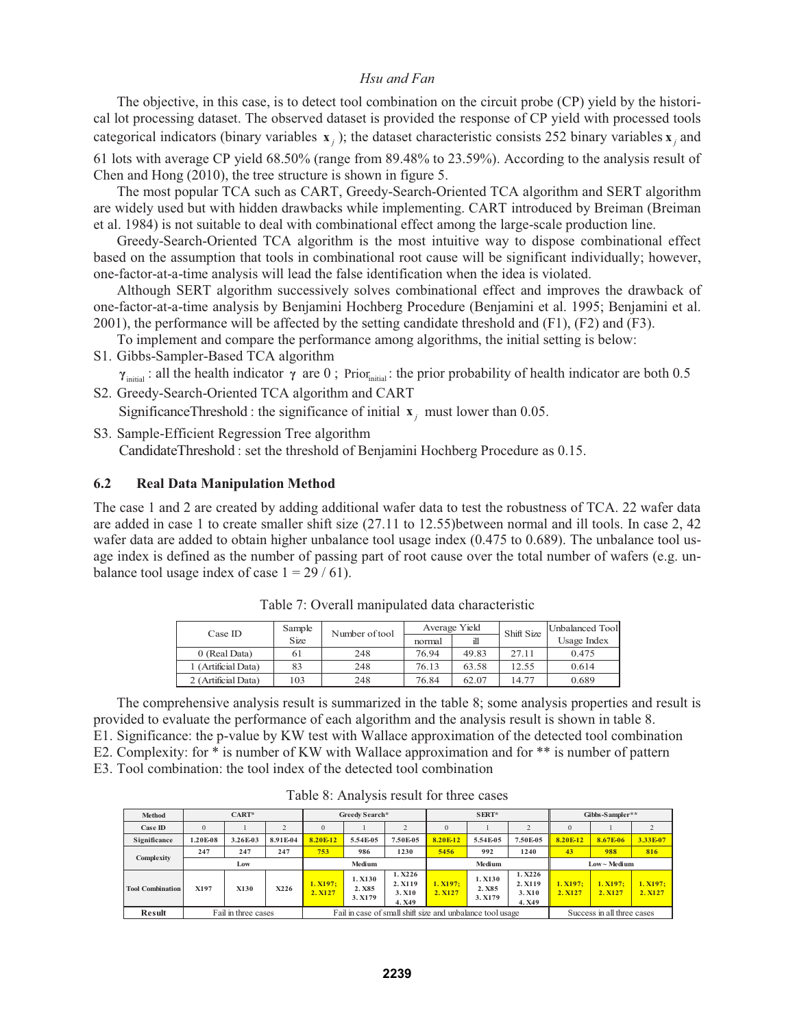The objective, in this case, is to detect tool combination on the circuit probe (CP) yield by the historical lot processing dataset. The observed dataset is provided the response of CP yield with processed tools categorical indicators (binary variables $\mathbf{x}_j$); the dataset characteristic consists 252 binary variables $\mathbf{x}_j$ and 61 lots with average CP yield 68.50% (range from 89.48% to 23.59%). According to the analysis result of Chen and Hong (2010), the tree structure is shown in figure 5.

The most popular TCA such as CART, Greedy-Search-Oriented TCA algorithm and SERT algorithm are widely used but with hidden drawbacks while implementing. CART introduced by Breiman (Breiman et al. 1984) is not suitable to deal with combinational effect among the large-scale production line.

Greedy-Search-Oriented TCA algorithm is the most intuitive way to dispose combinational effect based on the assumption that tools in combinational root cause will be significant individually; however, one-factor-at-a-time analysis will lead the false identification when the idea is violated.

Although SERT algorithm successively solves combinational effect and improves the drawback of one-factor-at-a-time analysis by Benjamini Hochberg Procedure (Benjamini et al. 1995; Benjamini et al. 2001), the performance will be affected by the setting candidate threshold and (F1), (F2) and (F3).

To implement and compare the performance among algorithms, the initial setting is below:

S1. Gibbs-Sampler-Based TCA algorithm

$\gamma_{\text{initial}}$ : all the health indicator $\gamma$ are 0 ; $\text{Prior}_{\text{initial}}$ : the prior probability of health indicator are both 0.5

S2. Greedy-Search-Oriented TCA algorithm and CART

$\text{SignificanceThreshold}$ : the significance of initial $\mathbf{x}_j$ must lower than 0.05.

S3. Sample-Efficient Regression Tree algorithm

$\text{CandidateThreshold}$ : set the threshold of Benjamini Hochberg Procedure as 0.15.

## 6.2 Real Data Manipulation Method

The case 1 and 2 are created by adding additional wafer data to test the robustness of TCA. 22 wafer data are added in case 1 to create smaller shift size (27.11 to 12.55)between normal and ill tools. In case 2, 42 wafer data are added to obtain higher unbalance tool usage index (0.475 to 0.689). The unbalance tool usage index is defined as the number of passing part of root cause over the total number of wafers (e.g. unbalance tool usage index of case 1 = 29 / 61).

Table 7: Overall manipulated data characteristic

| Case ID | Sample Size | Number of tool | Average Yield | | Shift Size | Unbalanced Tool Usage Index |
|---|---|---|---|---|---|---|
| | | | normal | ill | | |
| 0 (Real Data) | 61 | 248 | 76.94 | 49.83 | 27.11 | 0.475 |
| 1 (Artificial Data) | 83 | 248 | 76.13 | 63.58 | 12.55 | 0.614 |
| 2 (Artificial Data) | 103 | 248 | 76.84 | 62.07 | 14.77 | 0.689 |

The comprehensive analysis result is summarized in the table 8; some analysis properties and result is provided to evaluate the performance of each algorithm and the analysis result is shown in table 8.

E1. Significance: the p-value by KW test with Wallace approximation of the detected tool combination

E2. Complexity: for * is number of KW with Wallace approximation and for ** is number of pattern

E3. Tool combination: the tool index of the detected tool combination

Table 8: Analysis result for three cases

| Method | CART* | | | Greedy Search* | | | SERT* | | | Gibbs-Sampler** | | |
|---|---|---|---|---|---|---|---|---|---|---|---|---|
| Case ID | 0 | 1 | 2 | 0 | 1 | 2 | 0 | 1 | 2 | 0 | 1 | 2 |
| Significance | 1.20E-08 | 3.26E-03 | 8.91E-04 | 8.20E-12 | 5.54E-05 | 7.50E-05 | 8.20E-12 | 5.54E-05 | 7.50E-05 | 8.20E-12 | 8.67E-06 | 3.33E-07 |
| Complexity | 247 | 247 | 247 | 753 | 986 | 1230 | 5456 | 992 | 1240 | 43 | 988 | 816 |
| | Low | | | Medium | | | Medium | | | Low ~ Medium | | |
| Tool Combination | X197 | X130 | X226 | 1. X197; 2. X127 | 1. X130 2. X85 3. X179 | 1. X226 2. X119 3. X10 4. X49 | 1. X197; 2. X127 | 1. X130 2. X85 3. X179 | 1. X226 2. X119 3. X10 4. X49 | 1. X197; 2. X127 | 1. X197; 2. X127 | 1. X197; 2. X127 |
| Result | Fail in three cases | | | Fail in case of small shift size and unbalance tool usage | | | | | | Success in all three cases | | |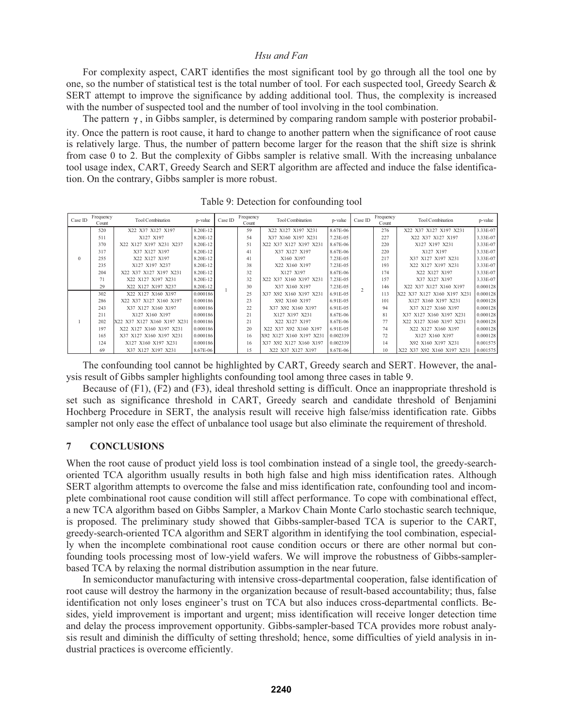For complexity aspect, CART identifies the most significant tool by go through all the tool one by one, so the number of statistical test is the total number of tool. For each suspected tool, Greedy Search & SERT attempt to improve the significance by adding additional tool. Thus, the complexity is increased with the number of suspected tool and the number of tool involving in the tool combination.

The pattern $\gamma$, in Gibbs sampler, is determined by comparing random sample with posterior probability. Once the pattern is root cause, it hard to change to another pattern when the significance of root cause is relatively large. Thus, the number of pattern become larger for the reason that the shift size is shrink from case 0 to 2. But the complexity of Gibbs sampler is relative small. With the increasing unbalance tool usage index, CART, Greedy Search and SERT algorithm are affected and induce the false identification. On the contrary, Gibbs sampler is more robust.

Table 9: Detection for confounding tool

| Case ID | Frequency Count | Tool Combination | p-value | Case ID | Frequency Count | Tool Combination | p-value | Case ID | Frequency Count | Tool Combination | p-value |
|---|---|---|---|---|---|---|---|---|---|---|---|
| 0 | 520 | X22 X37 X127 X197 | 8.20E-12 | 1 | 59 | X22 X127 X197 X231 | 8.67E-06 | 2 | 276 | X22 X37 X127 X197 X231 | 3.33E-07 |
| | 511 | X127 X197 | 8.20E-12 | | 54 | X37 X160 X197 X231 | 7.23E-05 | | 227 | X22 X37 X127 X197 | 3.33E-07 |
| | 370 | X22 X127 X197 X231 X237 | 8.20E-12 | | 51 | X22 X37 X127 X197 X231 | 8.67E-06 | | 220 | X127 X197 X231 | 3.33E-07 |
| | 317 | X37 X127 X197 | 8.20E-12 | | 41 | X37 X127 X197 | 8.67E-06 | | 220 | X127 X197 | 3.33E-07 |
| | 255 | X22 X127 X197 | 8.20E-12 | | 41 | X160 X197 | 7.23E-05 | | 217 | X37 X127 X197 X231 | 3.33E-07 |
| | 235 | X127 X197 X237 | 8.20E-12 | | 38 | X22 X160 X197 | 7.23E-05 | | 193 | X22 X127 X197 X231 | 3.33E-07 |
| | 204 | X22 X37 X127 X197 X231 | 8.20E-12 | | 32 | X127 X197 | 8.67E-06 | | 174 | X22 X127 X197 | 3.33E-07 |
| | 71 | X22 X127 X197 X231 | 8.20E-12 | | 32 | X22 X37 X160 X197 X231 | 7.23E-05 | | 157 | X37 X127 X197 | 3.33E-07 |
| | 29 | X22 X127 X197 X237 | 8.20E-12 | | 30 | X37 X160 X197 | 7.23E-05 | | 146 | X22 X37 X127 X160 X197 | 0.000128 |
| 1 | 302 | X22 X127 X160 X197 | 0.000186 | | 25 | X37 X92 X160 X197 X231 | 6.91E-05 | | 113 | X22 X37 X127 X160 X197 X231 | 0.000128 |
| | 286 | X22 X37 X127 X160 X197 | 0.000186 | | 23 | X92 X160 X197 | 6.91E-05 | | 101 | X127 X160 X197 X231 | 0.000128 |
| | 243 | X37 X127 X160 X197 | 0.000186 | | 22 | X37 X92 X160 X197 | 6.91E-05 | | 94 | X37 X127 X160 X197 | 0.000128 |
| | 211 | X127 X160 X197 | 0.000186 | | 21 | X127 X197 X231 | 8.67E-06 | | 81 | X37 X127 X160 X197 X231 | 0.000128 |
| | 202 | X22 X37 X127 X160 X197 X231 | 0.000186 | | 21 | X22 X127 X197 | 8.67E-06 | | 77 | X22 X127 X160 X197 X231 | 0.000128 |
| | 197 | X22 X127 X160 X197 X231 | 0.000186 | | 20 | X22 X37 X92 X160 X197 | 6.91E-05 | | 74 | X22 X127 X160 X197 | 0.000128 |
| | 165 | X37 X127 X160 X197 X231 | 0.000186 | | 16 | X92 X127 X160 X197 X231 | 0.002339 | | 72 | X127 X160 X197 | 0.000128 |
| | 124 | X127 X160 X197 X231 | 0.000186 | | 16 | X37 X92 X127 X160 X197 | 0.002339 | | 14 | X92 X160 X197 X231 | 0.001575 |
| | 69 | X37 X127 X197 X231 | 8.67E-06 | | 15 | X22 X37 X127 X197 | 8.67E-06 | | 10 | X22 X37 X92 X160 X197 X231 | 0.001575 |

The confounding tool cannot be highlighted by CART, Greedy search and SERT. However, the analysis result of Gibbs sampler highlights confounding tool among three cases in table 9.

Because of (F1), (F2) and (F3), ideal threshold setting is difficult. Once an inappropriate threshold is set such as significance threshold in CART, Greedy search and candidate threshold of Benjamini Hochberg Procedure in SERT, the analysis result will receive high false/miss identification rate. Gibbs sampler not only ease the effect of unbalance tool usage but also eliminate the requirement of threshold.

## 7 CONCLUSIONS

When the root cause of product yield loss is tool combination instead of a single tool, the greedy-search-oriented TCA algorithm usually results in both high false and high miss identification rates. Although SERT algorithm attempts to overcome the false and miss identification rate, confounding tool and incomplete combinational root cause condition will still affect performance. To cope with combinational effect, a new TCA algorithm based on Gibbs Sampler, a Markov Chain Monte Carlo stochastic search technique, is proposed. The preliminary study showed that Gibbs-sampler-based TCA is superior to the CART, greedy-search-oriented TCA algorithm and SERT algorithm in identifying the tool combination, especially when the incomplete combinational root cause condition occurs or there are other normal but confounding tools processing most of low-yield wafers. We will improve the robustness of Gibbs-sampler-based TCA by relaxing the normal distribution assumption in the near future.

In semiconductor manufacturing with intensive cross-departmental cooperation, false identification of root cause will destroy the harmony in the organization because of result-based accountability; thus, false identification not only loses engineer's trust on TCA but also induces cross-departmental conflicts. Besides, yield improvement is important and urgent; miss identification will receive longer detection time and delay the process improvement opportunity. Gibbs-sampler-based TCA provides more robust analysis result and diminish the difficulty of setting threshold; hence, some difficulties of yield analysis in industrial practices is overcome efficiently.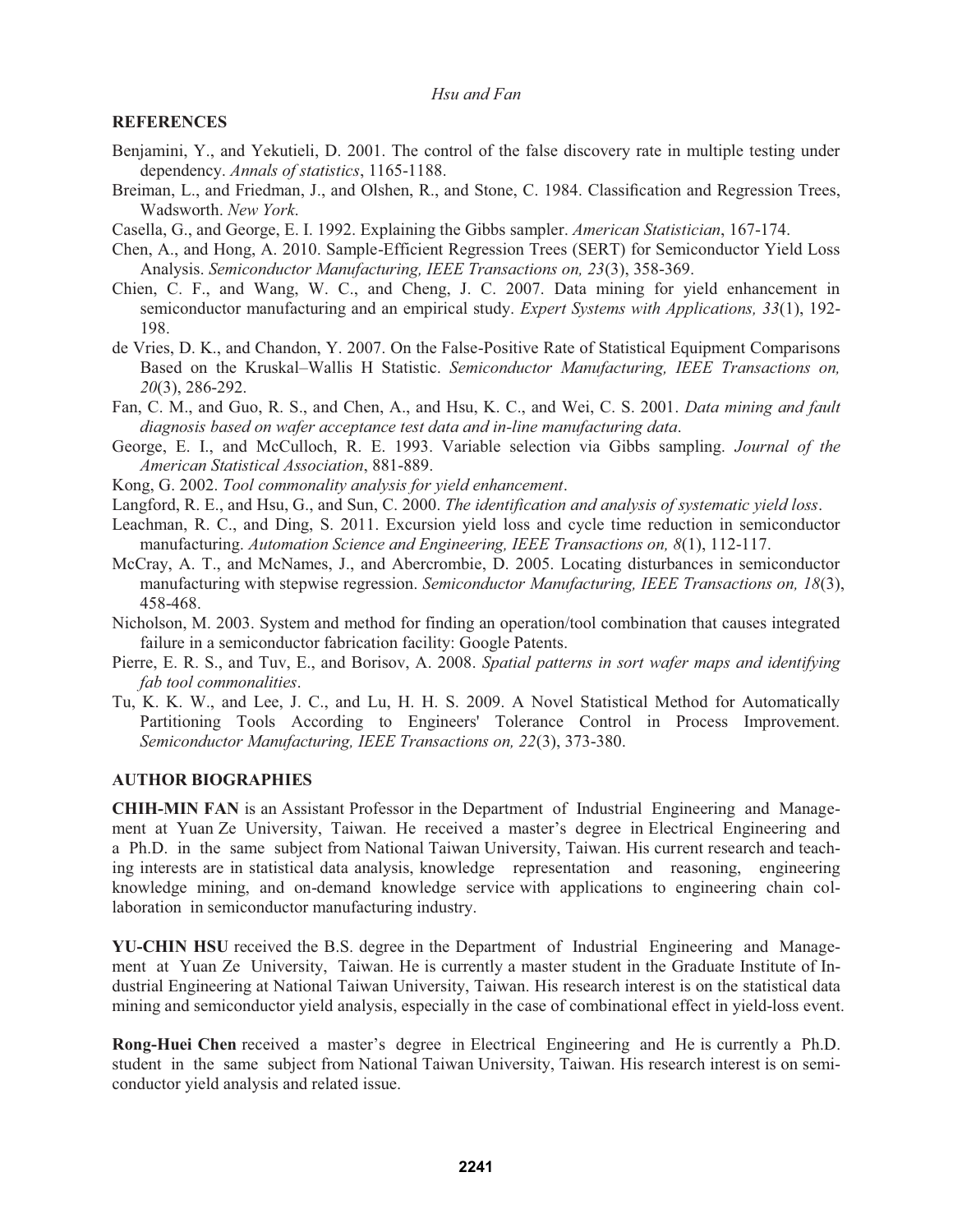## REFERENCES

Benjamini, Y., and Yekutieli, D. 2001. The control of the false discovery rate in multiple testing under dependency. *Annals of statistics*, 1165-1188.

Breiman, L., and Friedman, J., and Olshen, R., and Stone, C. 1984. Classification and Regression Trees, Wadsworth. *New York*.

Casella, G., and George, E. I. 1992. Explaining the Gibbs sampler. *American Statistician*, 167-174.

Chen, A., and Hong, A. 2010. Sample-Efficient Regression Trees (SERT) for Semiconductor Yield Loss Analysis. *Semiconductor Manufacturing, IEEE Transactions on, 23*(3), 358-369.

Chien, C. F., and Wang, W. C., and Cheng, J. C. 2007. Data mining for yield enhancement in semiconductor manufacturing and an empirical study. *Expert Systems with Applications, 33*(1), 192-198.

de Vries, D. K., and Chandon, Y. 2007. On the False-Positive Rate of Statistical Equipment Comparisons Based on the Kruskal–Wallis H Statistic. *Semiconductor Manufacturing, IEEE Transactions on, 20*(3), 286-292.

Fan, C. M., and Guo, R. S., and Chen, A., and Hsu, K. C., and Wei, C. S. 2001. *Data mining and fault diagnosis based on wafer acceptance test data and in-line manufacturing data*.

George, E. I., and McCulloch, R. E. 1993. Variable selection via Gibbs sampling. *Journal of the American Statistical Association*, 881-889.

Kong, G. 2002. *Tool commonality analysis for yield enhancement*.

Langford, R. E., and Hsu, G., and Sun, C. 2000. *The identification and analysis of systematic yield loss*.

Leachman, R. C., and Ding, S. 2011. Excursion yield loss and cycle time reduction in semiconductor manufacturing. *Automation Science and Engineering, IEEE Transactions on, 8*(1), 112-117.

McCray, A. T., and McNames, J., and Abercrombie, D. 2005. Locating disturbances in semiconductor manufacturing with stepwise regression. *Semiconductor Manufacturing, IEEE Transactions on, 18*(3), 458-468.

Nicholson, M. 2003. System and method for finding an operation/tool combination that causes integrated failure in a semiconductor fabrication facility: Google Patents.

Pierre, E. R. S., and Tuv, E., and Borisov, A. 2008. *Spatial patterns in sort wafer maps and identifying fab tool commonalities*.

Tu, K. K. W., and Lee, J. C., and Lu, H. H. S. 2009. A Novel Statistical Method for Automatically Partitioning Tools According to Engineers' Tolerance Control in Process Improvement. *Semiconductor Manufacturing, IEEE Transactions on, 22*(3), 373-380.

## AUTHOR BIOGRAPHIES

**CHIH-MIN FAN** is an Assistant Professor in the Department of Industrial Engineering and Management at Yuan Ze University, Taiwan. He received a master's degree in Electrical Engineering and a Ph.D. in the same subject from National Taiwan University, Taiwan. His current research and teaching interests are in statistical data analysis, knowledge representation and reasoning, engineering knowledge mining, and on-demand knowledge service with applications to engineering chain collaboration in semiconductor manufacturing industry.

**YU-CHIN HSU** received the B.S. degree in the Department of Industrial Engineering and Management at Yuan Ze University, Taiwan. He is currently a master student in the Graduate Institute of Industrial Engineering at National Taiwan University, Taiwan. His research interest is on the statistical data mining and semiconductor yield analysis, especially in the case of combinational effect in yield-loss event.

**Rong-Huei Chen** received a master's degree in Electrical Engineering and He is currently a Ph.D. student in the same subject from National Taiwan University, Taiwan. His research interest is on semiconductor yield analysis and related issue.